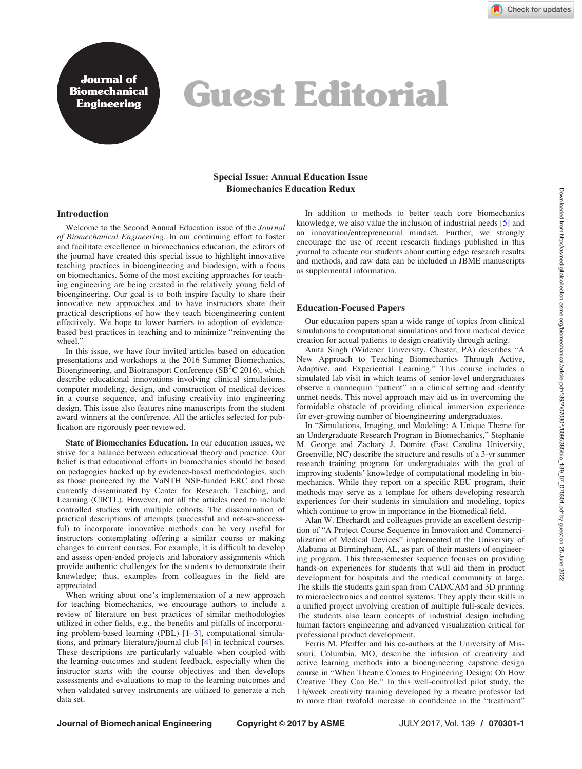# Guest Editorial

**Special Issue: Annual Education Issue**
**Biomechanics Education Redux**

## Introduction

Welcome to the Second Annual Education issue of the *Journal of Biomechanical Engineering*. In our continuing effort to foster and facilitate excellence in biomechanics education, the editors of the journal have created this special issue to highlight innovative teaching practices in bioengineering and biodesign, with a focus on biomechanics. Some of the most exciting approaches for teaching engineering are being created in the relatively young field of bioengineering. Our goal is to both inspire faculty to share their innovative new approaches and to have instructors share their practical descriptions of how they teach bioengineering content effectively. We hope to lower barriers to adoption of evidence-based best practices in teaching and to minimize "reinventing the wheel."

In this issue, we have four invited articles based on education presentations and workshops at the 2016 Summer Biomechanics, Bioengineering, and Biotransport Conference (SB$^3$C 2016), which describe educational innovations involving clinical simulations, computer modeling, design, and construction of medical devices in a course sequence, and infusing creativity into engineering design. This issue also features nine manuscripts from the student award winners at the conference. All the articles selected for publication are rigorously peer reviewed.

**State of Biomechanics Education.** In our education issues, we strive for a balance between educational theory and practice. Our belief is that educational efforts in biomechanics should be based on pedagogies backed up by evidence-based methodologies, such as those pioneered by the VaNTH NSF-funded ERC and those currently disseminated by Center for Research, Teaching, and Learning (CIRTL). However, not all the articles need to include controlled studies with multiple cohorts. The dissemination of practical descriptions of attempts (successful and not-so-successful) to incorporate innovative methods can be very useful for instructors contemplating offering a similar course or making changes to current courses. For example, it is difficult to develop and assess open-ended projects and laboratory assignments which provide authentic challenges for the students to demonstrate their knowledge; thus, examples from colleagues in the field are appreciated.

When writing about one's implementation of a new approach for teaching biomechanics, we encourage authors to include a review of literature on best practices of similar methodologies utilized in other fields, e.g., the benefits and pitfalls of incorporating problem-based learning (PBL) [1–3], computational simulations, and primary literature/journal club [4] in technical courses. These descriptions are particularly valuable when coupled with the learning outcomes and student feedback, especially when the instructor starts with the course objectives and then develops assessments and evaluations to map to the learning outcomes and when validated survey instruments are utilized to generate a rich data set.

In addition to methods to better teach core biomechanics knowledge, we also value the inclusion of industrial needs [5] and an innovation/entrepreneurial mindset. Further, we strongly encourage the use of recent research findings published in this journal to educate our students about cutting edge research results and methods, and raw data can be included in JBME manuscripts as supplemental information.

## Education-Focused Papers

Our education papers span a wide range of topics from clinical simulations to computational simulations and from medical device creation for actual patients to design creativity through acting.

Anita Singh (Widener University, Chester, PA) describes "A New Approach to Teaching Biomechanics Through Active, Adaptive, and Experiential Learning." This course includes a simulated lab visit in which teams of senior-level undergraduates observe a mannequin "patient" in a clinical setting and identify unmet needs. This novel approach may aid us in overcoming the formidable obstacle of providing clinical immersion experience for ever-growing number of bioengineering undergraduates.

In "Simulations, Imaging, and Modeling: A Unique Theme for an Undergraduate Research Program in Biomechanics," Stephanie M. George and Zachary J. Domire (East Carolina University, Greenville, NC) describe the structure and results of a 3-yr summer research training program for undergraduates with the goal of improving students' knowledge of computational modeling in biomechanics. While they report on a specific REU program, their methods may serve as a template for others developing research experiences for their students in simulation and modeling, topics which continue to grow in importance in the biomedical field.

Alan W. Eberhardt and colleagues provide an excellent description of "A Project Course Sequence in Innovation and Commercialization of Medical Devices" implemented at the University of Alabama at Birmingham, AL, as part of their masters of engineering program. This three-semester sequence focuses on providing hands-on experiences for students that will aid them in product development for hospitals and the medical community at large. The skills the students gain span from CAD/CAM and 3D printing to microelectronics and control systems. They apply their skills in a unified project involving creation of multiple full-scale devices. The students also learn concepts of industrial design including human factors engineering and advanced visualization critical for professional product development.

Ferris M. Pfeiffer and his co-authors at the University of Missouri, Columbia, MO, describe the infusion of creativity and active learning methods into a bioengineering capstone design course in "When Theatre Comes to Engineering Design: Oh How Creative They Can Be." In this well-controlled pilot study, the 1 h/week creativity training developed by a theatre professor led to more than twofold increase in confidence in the "treatment"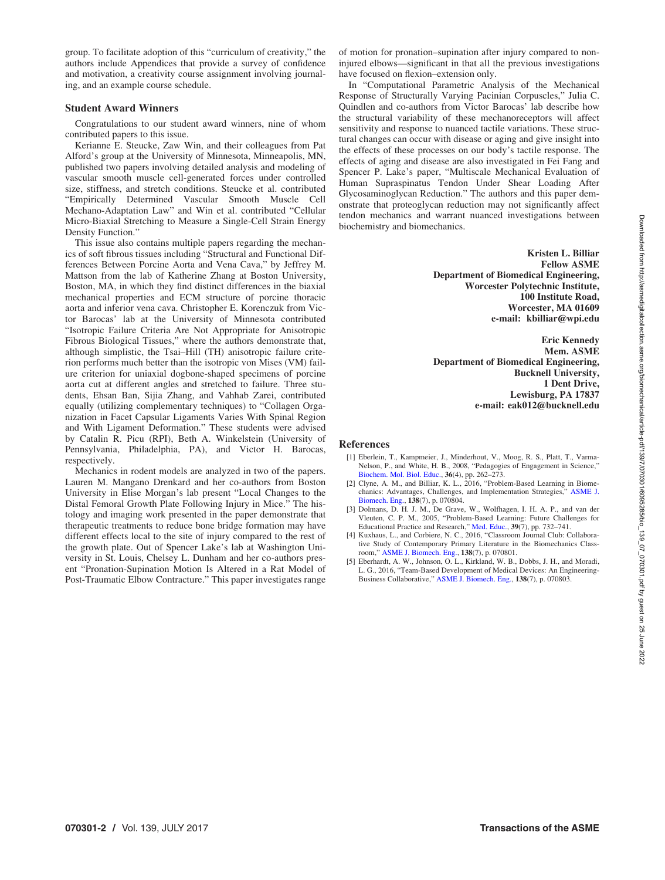group. To facilitate adoption of this "curriculum of creativity," the authors include Appendices that provide a survey of confidence and motivation, a creativity course assignment involving journaling, and an example course schedule.

### Student Award Winners

Congratulations to our student award winners, nine of whom contributed papers to this issue.

Kerianne E. Steucke, Zaw Win, and their colleagues from Pat Alford's group at the University of Minnesota, Minneapolis, MN, published two papers involving detailed analysis and modeling of vascular smooth muscle cell-generated forces under controlled size, stiffness, and stretch conditions. Steucke et al. contributed "Empirically Determined Vascular Smooth Muscle Cell Mechano-Adaptation Law" and Win et al. contributed "Cellular Micro-Biaxial Stretching to Measure a Single-Cell Strain Energy Density Function."

This issue also contains multiple papers regarding the mechanics of soft fibrous tissues including "Structural and Functional Differences Between Porcine Aorta and Vena Cava," by Jeffrey M. Mattson from the lab of Katherine Zhang at Boston University, Boston, MA, in which they find distinct differences in the biaxial mechanical properties and ECM structure of porcine thoracic aorta and inferior vena cava. Christopher E. Korenczuk from Victor Barocas' lab at the University of Minnesota contributed "Isotropic Failure Criteria Are Not Appropriate for Anisotropic Fibrous Biological Tissues," where the authors demonstrate that, although simplistic, the Tsai–Hill (TH) anisotropic failure criterion performs much better than the isotropic von Mises (VM) failure criterion for uniaxial dogbone-shaped specimens of porcine aorta cut at different angles and stretched to failure. Three students, Ehsan Ban, Sijia Zhang, and Vahhab Zarei, contributed equally (utilizing complementary techniques) to "Collagen Organization in Facet Capsular Ligaments Varies With Spinal Region and With Ligament Deformation." These students were advised by Catalin R. Picu (RPI), Beth A. Winkelstein (University of Pennsylvania, Philadelphia, PA), and Victor H. Barocas, respectively.

Mechanics in rodent models are analyzed in two of the papers. Lauren M. Mangano Drenkard and her co-authors from Boston University in Elise Morgan's lab present "Local Changes to the Distal Femoral Growth Plate Following Injury in Mice." The histology and imaging work presented in the paper demonstrate that therapeutic treatments to reduce bone bridge formation may have different effects local to the site of injury compared to the rest of the growth plate. Out of Spencer Lake's lab at Washington University in St. Louis, Chelsey L. Dunham and her co-authors present "Pronation-Supination Motion Is Altered in a Rat Model of Post-Traumatic Elbow Contracture." This paper investigates range of motion for pronation–supination after injury compared to non-injured elbows—significant in that all the previous investigations have focused on flexion–extension only.

In "Computational Parametric Analysis of the Mechanical Response of Structurally Varying Pacinian Corpuscles," Julia C. Quindlen and co-authors from Victor Barocas' lab describe how the structural variability of these mechanoreceptors will affect sensitivity and response to nuanced tactile variations. These structural changes can occur with disease or aging and give insight into the effects of these processes on our body's tactile response. The effects of aging and disease are also investigated in Fei Fang and Spencer P. Lake's paper, "Multiscale Mechanical Evaluation of Human Supraspinatus Tendon Under Shear Loading After Glycosaminoglycan Reduction." The authors and this paper demonstrate that proteoglycan reduction may not significantly affect tendon mechanics and warrant nuanced investigations between biochemistry and biomechanics.

**Kristen L. Billiar**
**Fellow ASME**
**Department of Biomedical Engineering,**
**Worcester Polytechnic Institute,**
**100 Institute Road,**
**Worcester, MA 01609**
**e-mail: kbilliar@wpi.edu**

**Eric Kennedy**
**Mem. ASME**
**Department of Biomedical Engineering,**
**Bucknell University,**
**1 Dent Drive,**
**Lewisburg, PA 17837**
**e-mail: eak012@bucknell.edu**

### References

[1] Eberlein, T., Kampmeier, J., Minderhout, V., Moog, R. S., Platt, T., Varma-Nelson, P., and White, H. B., 2008, "Pedagogies of Engagement in Science," Biochem. Mol. Biol. Educ., **36**(4), pp. 262–273.

[2] Clyne, A. M., and Billiar, K. L., 2016, "Problem-Based Learning in Biomechanics: Advantages, Challenges, and Implementation Strategies," ASME J. Biomech. Eng., **138**(7), p. 070804.

[3] Dolmans, D. H. J. M., De Grave, W., Wolfhagen, I. H. A. P., and van der Vleuten, C. P. M., 2005, "Problem-Based Learning: Future Challenges for Educational Practice and Research," Med. Educ., **39**(7), pp. 732–741.

[4] Kuxhaus, L., and Corbiere, N. C., 2016, "Classroom Journal Club: Collaborative Study of Contemporary Primary Literature in the Biomechanics Classroom," ASME J. Biomech. Eng., **138**(7), p. 070801.

[5] Eberhardt, A. W., Johnson, O. L., Kirkland, W. B., Dobbs, J. H., and Moradi, L. G., 2016, "Team-Based Development of Medical Devices: An Engineering-Business Collaborative," ASME J. Biomech. Eng., **138**(7), p. 070803.